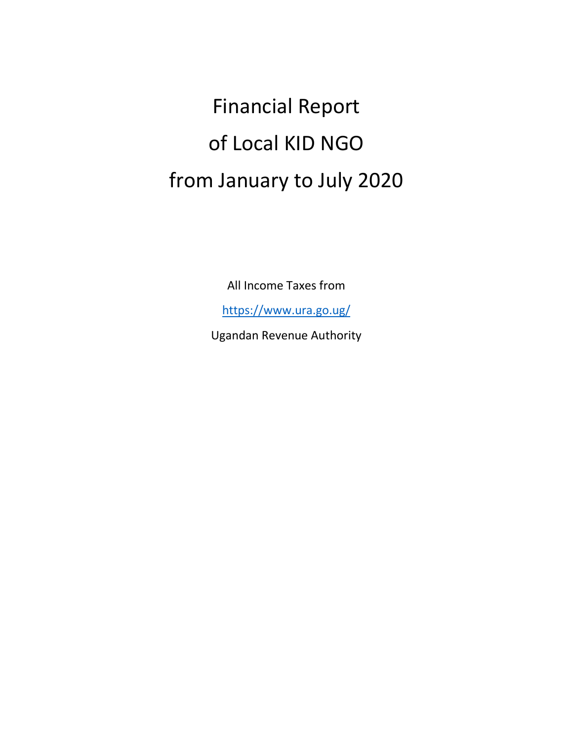# Financial Report

# of Local KID NGO

# from January to July 2020

All Income Taxes from

[https://www.ura.go.ug/](https://www.ura.go.ug/)

Ugandan Revenue Authority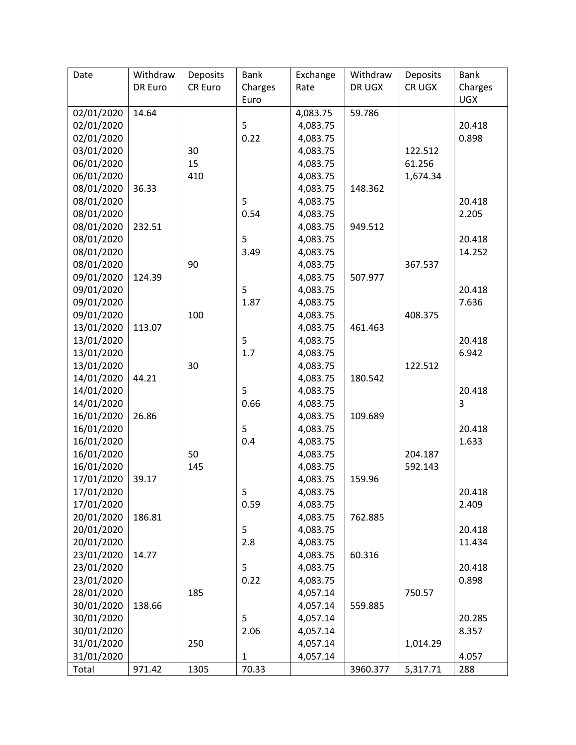| Date | Withdraw DR Euro | Deposits CR Euro | Bank Charges Euro | Exchange Rate | Withdraw DR UGX | Deposits CR UGX | Bank Charges UGX |
|---|---|---|---|---|---|---|---|
| 02/01/2020 | 14.64 | | | 4,083.75 | 59.786 | | |
| 02/01/2020 | | | 5 | 4,083.75 | | | 20.418 |
| 02/01/2020 | | | 0.22 | 4,083.75 | | | 0.898 |
| 03/01/2020 | | 30 | | 4,083.75 | | 122.512 | |
| 06/01/2020 | | 15 | | 4,083.75 | | 61.256 | |
| 06/01/2020 | | 410 | | 4,083.75 | | 1,674.34 | |
| 08/01/2020 | 36.33 | | | 4,083.75 | 148.362 | | |
| 08/01/2020 | | | 5 | 4,083.75 | | | 20.418 |
| 08/01/2020 | | | 0.54 | 4,083.75 | | | 2.205 |
| 08/01/2020 | 232.51 | | | 4,083.75 | 949.512 | | |
| 08/01/2020 | | | 5 | 4,083.75 | | | 20.418 |
| 08/01/2020 | | | 3.49 | 4,083.75 | | | 14.252 |
| 08/01/2020 | | 90 | | 4,083.75 | | 367.537 | |
| 09/01/2020 | 124.39 | | | 4,083.75 | 507.977 | | |
| 09/01/2020 | | | 5 | 4,083.75 | | | 20.418 |
| 09/01/2020 | | | 1.87 | 4,083.75 | | | 7.636 |
| 09/01/2020 | | 100 | | 4,083.75 | | 408.375 | |
| 13/01/2020 | 113.07 | | | 4,083.75 | 461.463 | | |
| 13/01/2020 | | | 5 | 4,083.75 | | | 20.418 |
| 13/01/2020 | | | 1.7 | 4,083.75 | | | 6.942 |
| 13/01/2020 | | 30 | | 4,083.75 | | 122.512 | |
| 14/01/2020 | 44.21 | | | 4,083.75 | 180.542 | | |
| 14/01/2020 | | | 5 | 4,083.75 | | | 20.418 |
| 14/01/2020 | | | 0.66 | 4,083.75 | | | 3 |
| 16/01/2020 | 26.86 | | | 4,083.75 | 109.689 | | |
| 16/01/2020 | | | 5 | 4,083.75 | | | 20.418 |
| 16/01/2020 | | | 0.4 | 4,083.75 | | | 1.633 |
| 16/01/2020 | | 50 | | 4,083.75 | | 204.187 | |
| 16/01/2020 | | 145 | | 4,083.75 | | 592.143 | |
| 17/01/2020 | 39.17 | | | 4,083.75 | 159.96 | | |
| 17/01/2020 | | | 5 | 4,083.75 | | | 20.418 |
| 17/01/2020 | | | 0.59 | 4,083.75 | | | 2.409 |
| 20/01/2020 | 186.81 | | | 4,083.75 | 762.885 | | |
| 20/01/2020 | | | 5 | 4,083.75 | | | 20.418 |
| 20/01/2020 | | | 2.8 | 4,083.75 | | | 11.434 |
| 23/01/2020 | 14.77 | | | 4,083.75 | 60.316 | | |
| 23/01/2020 | | | 5 | 4,083.75 | | | 20.418 |
| 23/01/2020 | | | 0.22 | 4,083.75 | | | 0.898 |
| 28/01/2020 | | 185 | | 4,057.14 | | 750.57 | |
| 30/01/2020 | 138.66 | | | 4,057.14 | 559.885 | | |
| 30/01/2020 | | | 5 | 4,057.14 | | | 20.285 |
| 30/01/2020 | | | 2.06 | 4,057.14 | | | 8.357 |
| 31/01/2020 | | 250 | | 4,057.14 | | 1,014.29 | |
| 31/01/2020 | | | 1 | 4,057.14 | | | 4.057 |
| Total | 971.42 | 1305 | 70.33 | | 3960.377 | 5,317.71 | 288 |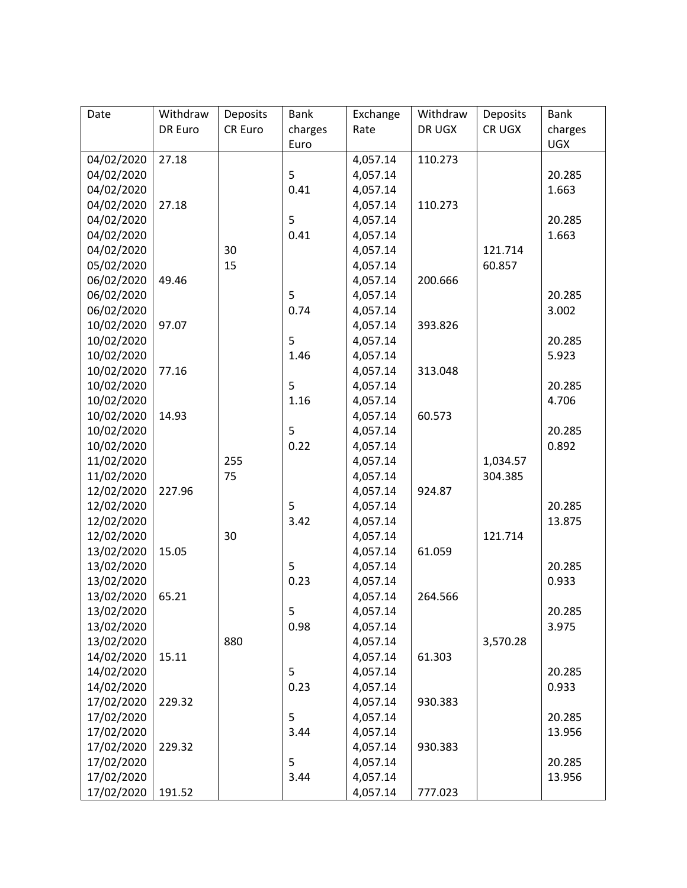| Date | Withdraw DR Euro | Deposits CR Euro | Bank charges Euro | Exchange Rate | Withdraw DR UGX | Deposits CR UGX | Bank charges UGX |
|---|---|---|---|---|---|---|---|
| 04/02/2020 | 27.18 | | | 4,057.14 | 110.273 | | |
| 04/02/2020 | | | 5 | 4,057.14 | | | 20.285 |
| 04/02/2020 | | | 0.41 | 4,057.14 | | | 1.663 |
| 04/02/2020 | 27.18 | | | 4,057.14 | 110.273 | | |
| 04/02/2020 | | | 5 | 4,057.14 | | | 20.285 |
| 04/02/2020 | | | 0.41 | 4,057.14 | | | 1.663 |
| 04/02/2020 | | 30 | | 4,057.14 | | 121.714 | |
| 05/02/2020 | | 15 | | 4,057.14 | | 60.857 | |
| 06/02/2020 | 49.46 | | | 4,057.14 | 200.666 | | |
| 06/02/2020 | | | 5 | 4,057.14 | | | 20.285 |
| 06/02/2020 | | | 0.74 | 4,057.14 | | | 3.002 |
| 10/02/2020 | 97.07 | | | 4,057.14 | 393.826 | | |
| 10/02/2020 | | | 5 | 4,057.14 | | | 20.285 |
| 10/02/2020 | | | 1.46 | 4,057.14 | | | 5.923 |
| 10/02/2020 | 77.16 | | | 4,057.14 | 313.048 | | |
| 10/02/2020 | | | 5 | 4,057.14 | | | 20.285 |
| 10/02/2020 | | | 1.16 | 4,057.14 | | | 4.706 |
| 10/02/2020 | 14.93 | | | 4,057.14 | 60.573 | | |
| 10/02/2020 | | | 5 | 4,057.14 | | | 20.285 |
| 10/02/2020 | | | 0.22 | 4,057.14 | | | 0.892 |
| 11/02/2020 | | 255 | | 4,057.14 | | 1,034.57 | |
| 11/02/2020 | | 75 | | 4,057.14 | | 304.385 | |
| 12/02/2020 | 227.96 | | | 4,057.14 | 924.87 | | |
| 12/02/2020 | | | 5 | 4,057.14 | | | 20.285 |
| 12/02/2020 | | | 3.42 | 4,057.14 | | | 13.875 |
| 12/02/2020 | | 30 | | 4,057.14 | | 121.714 | |
| 13/02/2020 | 15.05 | | | 4,057.14 | 61.059 | | |
| 13/02/2020 | | | 5 | 4,057.14 | | | 20.285 |
| 13/02/2020 | | | 0.23 | 4,057.14 | | | 0.933 |
| 13/02/2020 | 65.21 | | | 4,057.14 | 264.566 | | |
| 13/02/2020 | | | 5 | 4,057.14 | | | 20.285 |
| 13/02/2020 | | | 0.98 | 4,057.14 | | | 3.975 |
| 13/02/2020 | | 880 | | 4,057.14 | | 3,570.28 | |
| 14/02/2020 | 15.11 | | | 4,057.14 | 61.303 | | |
| 14/02/2020 | | | 5 | 4,057.14 | | | 20.285 |
| 14/02/2020 | | | 0.23 | 4,057.14 | | | 0.933 |
| 17/02/2020 | 229.32 | | | 4,057.14 | 930.383 | | |
| 17/02/2020 | | | 5 | 4,057.14 | | | 20.285 |
| 17/02/2020 | | | 3.44 | 4,057.14 | | | 13.956 |
| 17/02/2020 | 229.32 | | | 4,057.14 | 930.383 | | |
| 17/02/2020 | | | 5 | 4,057.14 | | | 20.285 |
| 17/02/2020 | | | 3.44 | 4,057.14 | | | 13.956 |
| 17/02/2020 | 191.52 | | | 4,057.14 | 777.023 | | |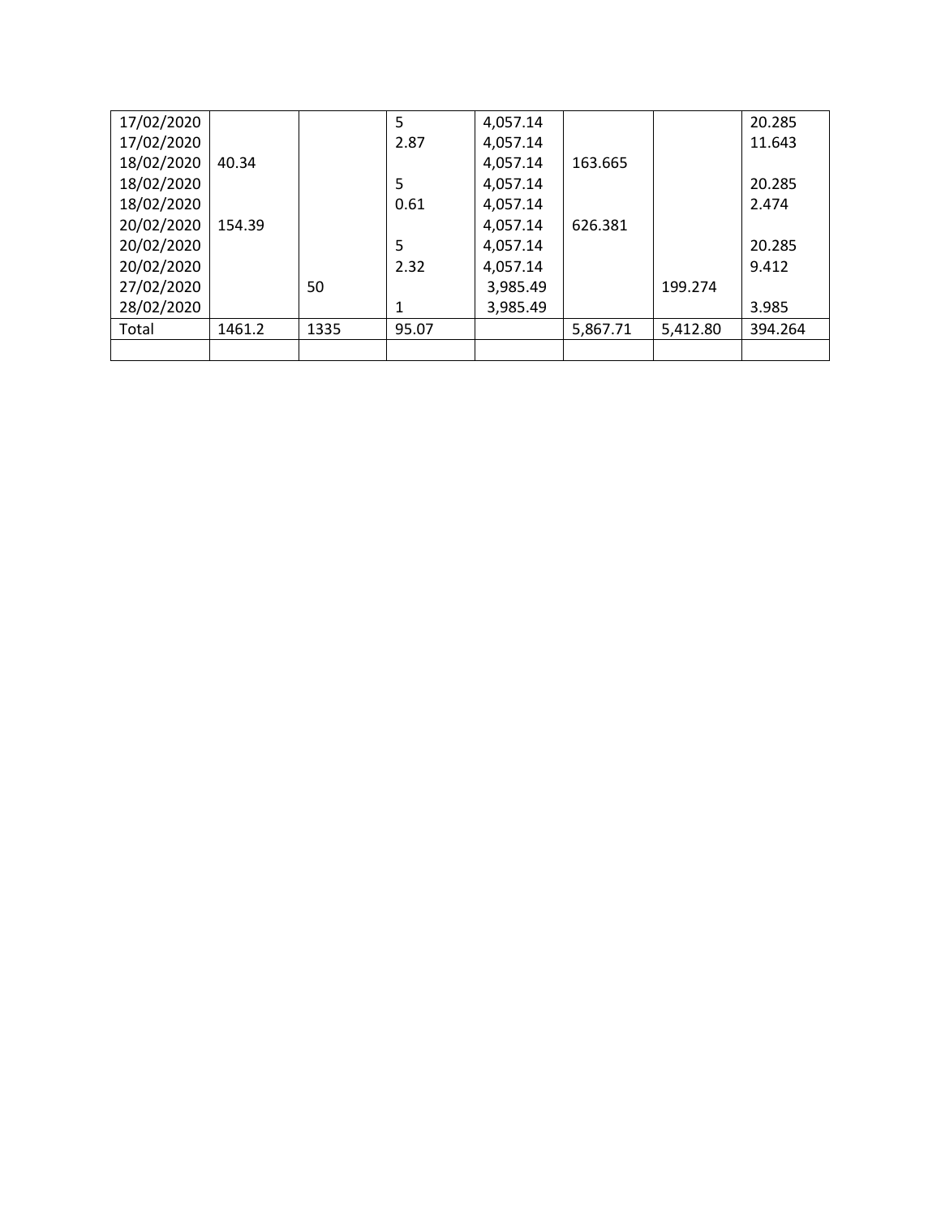| | | | | | | | |
|---|---|---|---|---|---|---|---|
| 17/02/2020 | | | 5 | 4,057.14 | | | 20.285 |
| 17/02/2020 | | | 2.87 | 4,057.14 | | | 11.643 |
| 18/02/2020 | 40.34 | | | 4,057.14 | 163.665 | | |
| 18/02/2020 | | | 5 | 4,057.14 | | | 20.285 |
| 18/02/2020 | | | 0.61 | 4,057.14 | | | 2.474 |
| 20/02/2020 | 154.39 | | | 4,057.14 | 626.381 | | |
| 20/02/2020 | | | 5 | 4,057.14 | | | 20.285 |
| 20/02/2020 | | | 2.32 | 4,057.14 | | | 9.412 |
| 27/02/2020 | | 50 | | 3,985.49 | | 199.274 | |
| 28/02/2020 | | | 1 | 3,985.49 | | | 3.985 |
| Total | 1461.2 | 1335 | 95.07 | | 5,867.71 | 5,412.80 | 394.264 |
| | | | | | | | |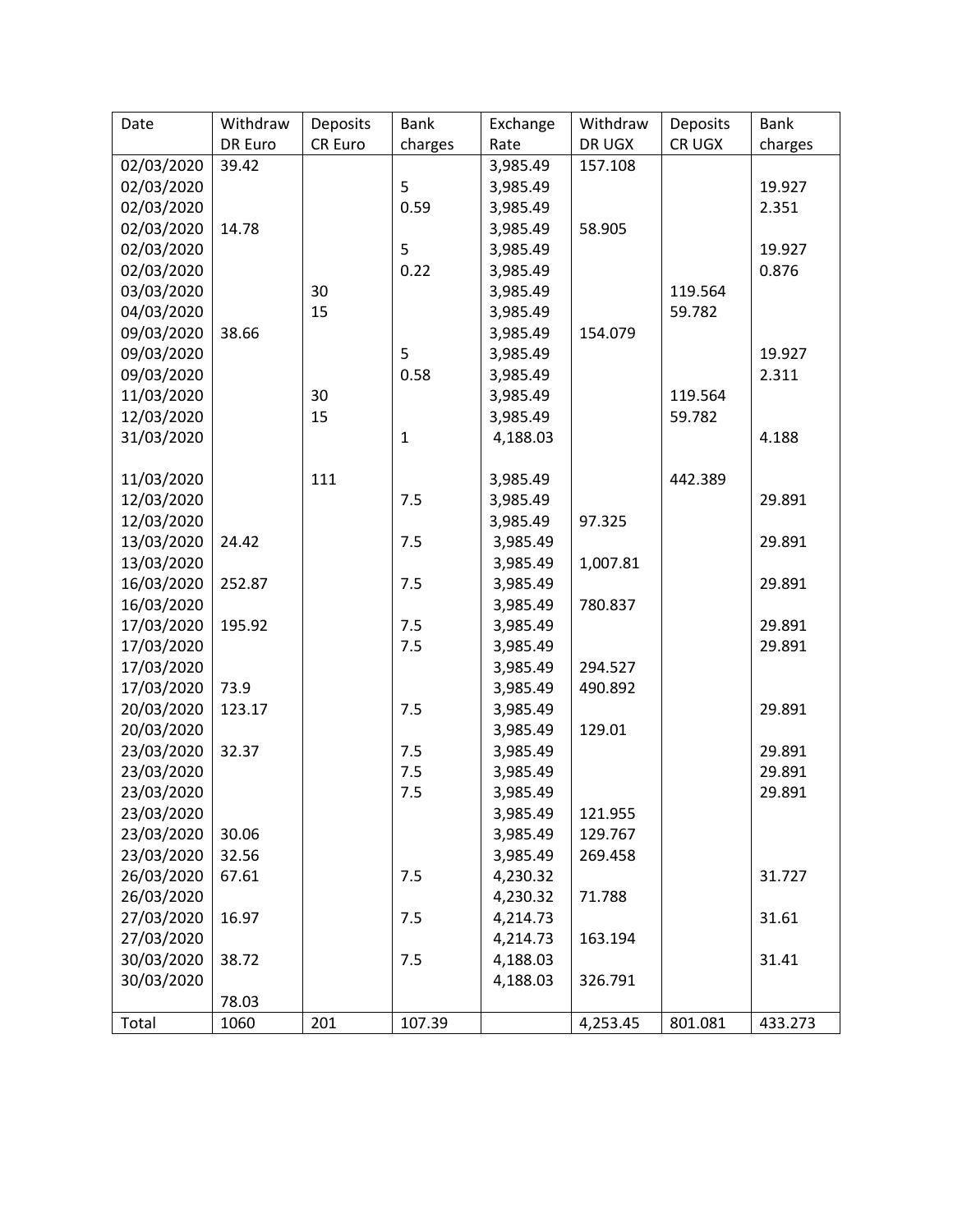| Date | Withdraw DR Euro | Deposits CR Euro | Bank charges | Exchange Rate | Withdraw DR UGX | Deposits CR UGX | Bank charges |
|---|---|---|---|---|---|---|---|
| 02/03/2020 | 39.42 | | | 3,985.49 | 157.108 | | |
| 02/03/2020 | | | 5 | 3,985.49 | | | 19.927 |
| 02/03/2020 | | | 0.59 | 3,985.49 | | | 2.351 |
| 02/03/2020 | 14.78 | | | 3,985.49 | 58.905 | | |
| 02/03/2020 | | | 5 | 3,985.49 | | | 19.927 |
| 02/03/2020 | | | 0.22 | 3,985.49 | | | 0.876 |
| 03/03/2020 | | 30 | | 3,985.49 | | 119.564 | |
| 04/03/2020 | | 15 | | 3,985.49 | | 59.782 | |
| 09/03/2020 | 38.66 | | | 3,985.49 | 154.079 | | |
| 09/03/2020 | | | 5 | 3,985.49 | | | 19.927 |
| 09/03/2020 | | | 0.58 | 3,985.49 | | | 2.311 |
| 11/03/2020 | | 30 | | 3,985.49 | | 119.564 | |
| 12/03/2020 | | 15 | | 3,985.49 | | 59.782 | |
| 31/03/2020 | | | 1 | 4,188.03 | | | 4.188 |
| | | | | | | | |
| 11/03/2020 | | 111 | | 3,985.49 | | 442.389 | |
| 12/03/2020 | | | 7.5 | 3,985.49 | | | 29.891 |
| 12/03/2020 | | | | 3,985.49 | 97.325 | | |
| 13/03/2020 | 24.42 | | 7.5 | 3,985.49 | | | 29.891 |
| 13/03/2020 | | | | 3,985.49 | 1,007.81 | | |
| 16/03/2020 | 252.87 | | 7.5 | 3,985.49 | | | 29.891 |
| 16/03/2020 | | | | 3,985.49 | 780.837 | | |
| 17/03/2020 | 195.92 | | 7.5 | 3,985.49 | | | 29.891 |
| 17/03/2020 | | | 7.5 | 3,985.49 | | | 29.891 |
| 17/03/2020 | | | | 3,985.49 | 294.527 | | |
| 17/03/2020 | 73.9 | | | 3,985.49 | 490.892 | | |
| 20/03/2020 | 123.17 | | 7.5 | 3,985.49 | | | 29.891 |
| 20/03/2020 | | | | 3,985.49 | 129.01 | | |
| 23/03/2020 | 32.37 | | 7.5 | 3,985.49 | | | 29.891 |
| 23/03/2020 | | | 7.5 | 3,985.49 | | | 29.891 |
| 23/03/2020 | | | 7.5 | 3,985.49 | | | 29.891 |
| 23/03/2020 | | | | 3,985.49 | 121.955 | | |
| 23/03/2020 | 30.06 | | | 3,985.49 | 129.767 | | |
| 23/03/2020 | 32.56 | | | 3,985.49 | 269.458 | | |
| 26/03/2020 | 67.61 | | 7.5 | 4,230.32 | | | 31.727 |
| 26/03/2020 | | | | 4,230.32 | 71.788 | | |
| 27/03/2020 | 16.97 | | 7.5 | 4,214.73 | | | 31.61 |
| 27/03/2020 | | | | 4,214.73 | 163.194 | | |
| 30/03/2020 | 38.72 | | 7.5 | 4,188.03 | | | 31.41 |
| 30/03/2020 | | | | 4,188.03 | 326.791 | | |
| | 78.03 | | | | | | |
| Total | 1060 | 201 | 107.39 | | 4,253.45 | 801.081 | 433.273 |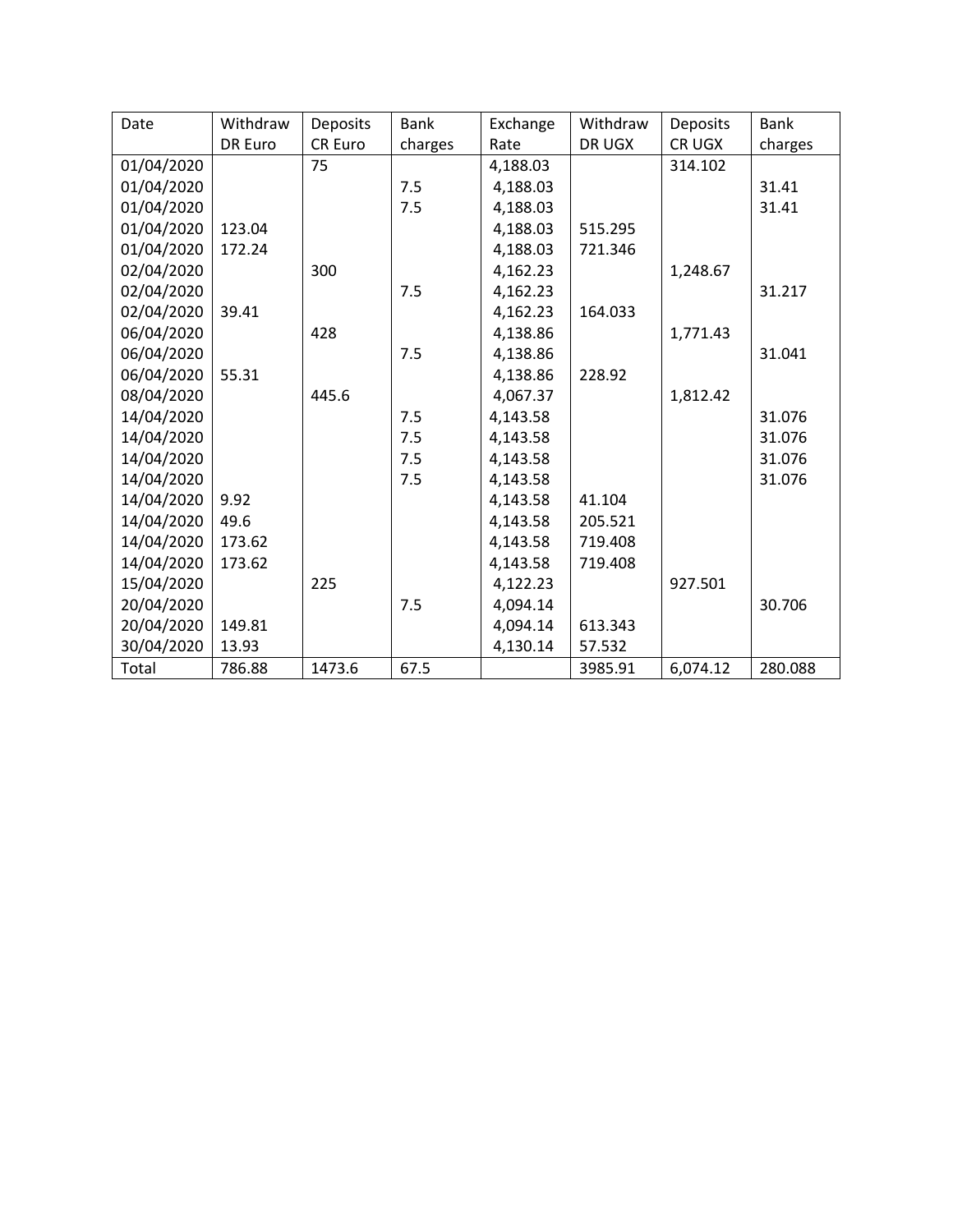| Date | Withdraw DR Euro | Deposits CR Euro | Bank charges | Exchange Rate | Withdraw DR UGX | Deposits CR UGX | Bank charges |
|---|---|---|---|---|---|---|---|
| 01/04/2020 | | 75 | | 4,188.03 | | 314.102 | |
| 01/04/2020 | | | 7.5 | 4,188.03 | | | 31.41 |
| 01/04/2020 | | | 7.5 | 4,188.03 | | | 31.41 |
| 01/04/2020 | 123.04 | | | 4,188.03 | 515.295 | | |
| 01/04/2020 | 172.24 | | | 4,188.03 | 721.346 | | |
| 02/04/2020 | | 300 | | 4,162.23 | | 1,248.67 | |
| 02/04/2020 | | | 7.5 | 4,162.23 | | | 31.217 |
| 02/04/2020 | 39.41 | | | 4,162.23 | 164.033 | | |
| 06/04/2020 | | 428 | | 4,138.86 | | 1,771.43 | |
| 06/04/2020 | | | 7.5 | 4,138.86 | | | 31.041 |
| 06/04/2020 | 55.31 | | | 4,138.86 | 228.92 | | |
| 08/04/2020 | | 445.6 | | 4,067.37 | | 1,812.42 | |
| 14/04/2020 | | | 7.5 | 4,143.58 | | | 31.076 |
| 14/04/2020 | | | 7.5 | 4,143.58 | | | 31.076 |
| 14/04/2020 | | | 7.5 | 4,143.58 | | | 31.076 |
| 14/04/2020 | | | 7.5 | 4,143.58 | | | 31.076 |
| 14/04/2020 | 9.92 | | | 4,143.58 | 41.104 | | |
| 14/04/2020 | 49.6 | | | 4,143.58 | 205.521 | | |
| 14/04/2020 | 173.62 | | | 4,143.58 | 719.408 | | |
| 14/04/2020 | 173.62 | | | 4,143.58 | 719.408 | | |
| 15/04/2020 | | 225 | | 4,122.23 | | 927.501 | |
| 20/04/2020 | | | 7.5 | 4,094.14 | | | 30.706 |
| 20/04/2020 | 149.81 | | | 4,094.14 | 613.343 | | |
| 30/04/2020 | 13.93 | | | 4,130.14 | 57.532 | | |
| Total | 786.88 | 1473.6 | 67.5 | | 3985.91 | 6,074.12 | 280.088 |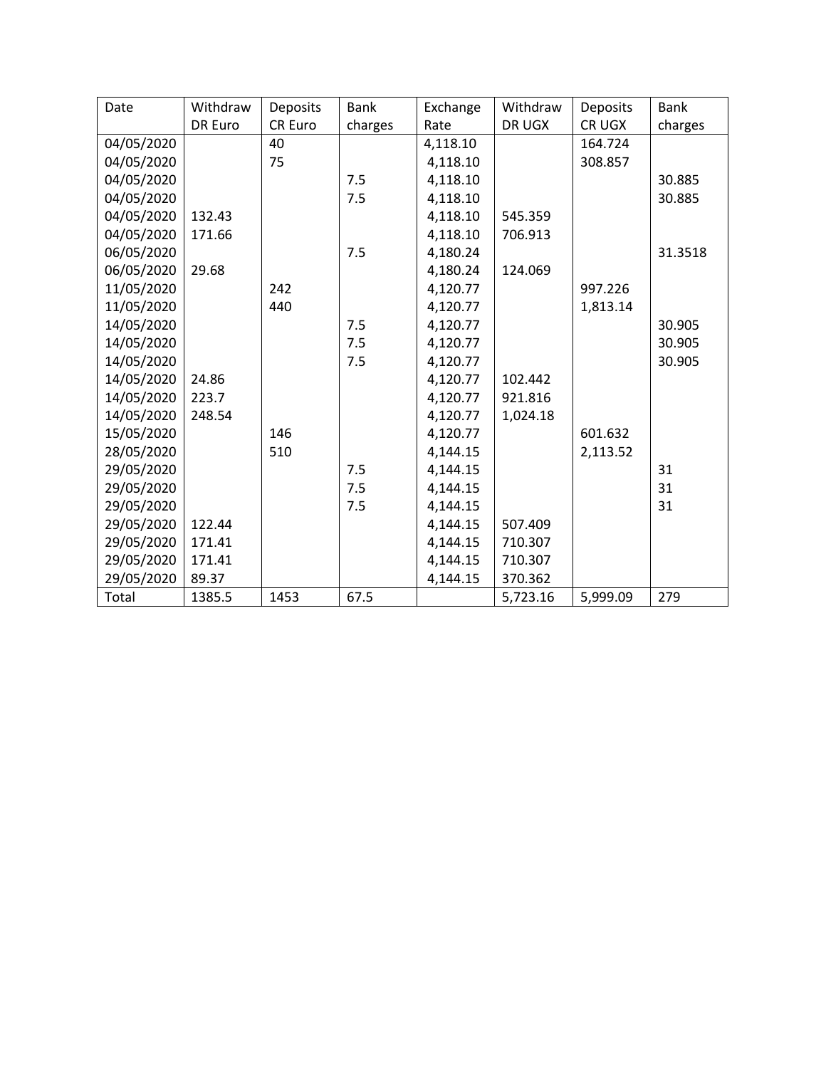| Date | Withdraw DR Euro | Deposits CR Euro | Bank charges | Exchange Rate | Withdraw DR UGX | Deposits CR UGX | Bank charges |
|---|---|---|---|---|---|---|---|
| 04/05/2020 | | 40 | | 4,118.10 | | 164.724 | |
| 04/05/2020 | | 75 | | 4,118.10 | | 308.857 | |
| 04/05/2020 | | | 7.5 | 4,118.10 | | | 30.885 |
| 04/05/2020 | | | 7.5 | 4,118.10 | | | 30.885 |
| 04/05/2020 | 132.43 | | | 4,118.10 | 545.359 | | |
| 04/05/2020 | 171.66 | | | 4,118.10 | 706.913 | | |
| 06/05/2020 | | | 7.5 | 4,180.24 | | | 31.3518 |
| 06/05/2020 | 29.68 | | | 4,180.24 | 124.069 | | |
| 11/05/2020 | | 242 | | 4,120.77 | | 997.226 | |
| 11/05/2020 | | 440 | | 4,120.77 | | 1,813.14 | |
| 14/05/2020 | | | 7.5 | 4,120.77 | | | 30.905 |
| 14/05/2020 | | | 7.5 | 4,120.77 | | | 30.905 |
| 14/05/2020 | | | 7.5 | 4,120.77 | | | 30.905 |
| 14/05/2020 | 24.86 | | | 4,120.77 | 102.442 | | |
| 14/05/2020 | 223.7 | | | 4,120.77 | 921.816 | | |
| 14/05/2020 | 248.54 | | | 4,120.77 | 1,024.18 | | |
| 15/05/2020 | | 146 | | 4,120.77 | | 601.632 | |
| 28/05/2020 | | 510 | | 4,144.15 | | 2,113.52 | |
| 29/05/2020 | | | 7.5 | 4,144.15 | | | 31 |
| 29/05/2020 | | | 7.5 | 4,144.15 | | | 31 |
| 29/05/2020 | | | 7.5 | 4,144.15 | | | 31 |
| 29/05/2020 | 122.44 | | | 4,144.15 | 507.409 | | |
| 29/05/2020 | 171.41 | | | 4,144.15 | 710.307 | | |
| 29/05/2020 | 171.41 | | | 4,144.15 | 710.307 | | |
| 29/05/2020 | 89.37 | | | 4,144.15 | 370.362 | | |
| Total | 1385.5 | 1453 | 67.5 | | 5,723.16 | 5,999.09 | 279 |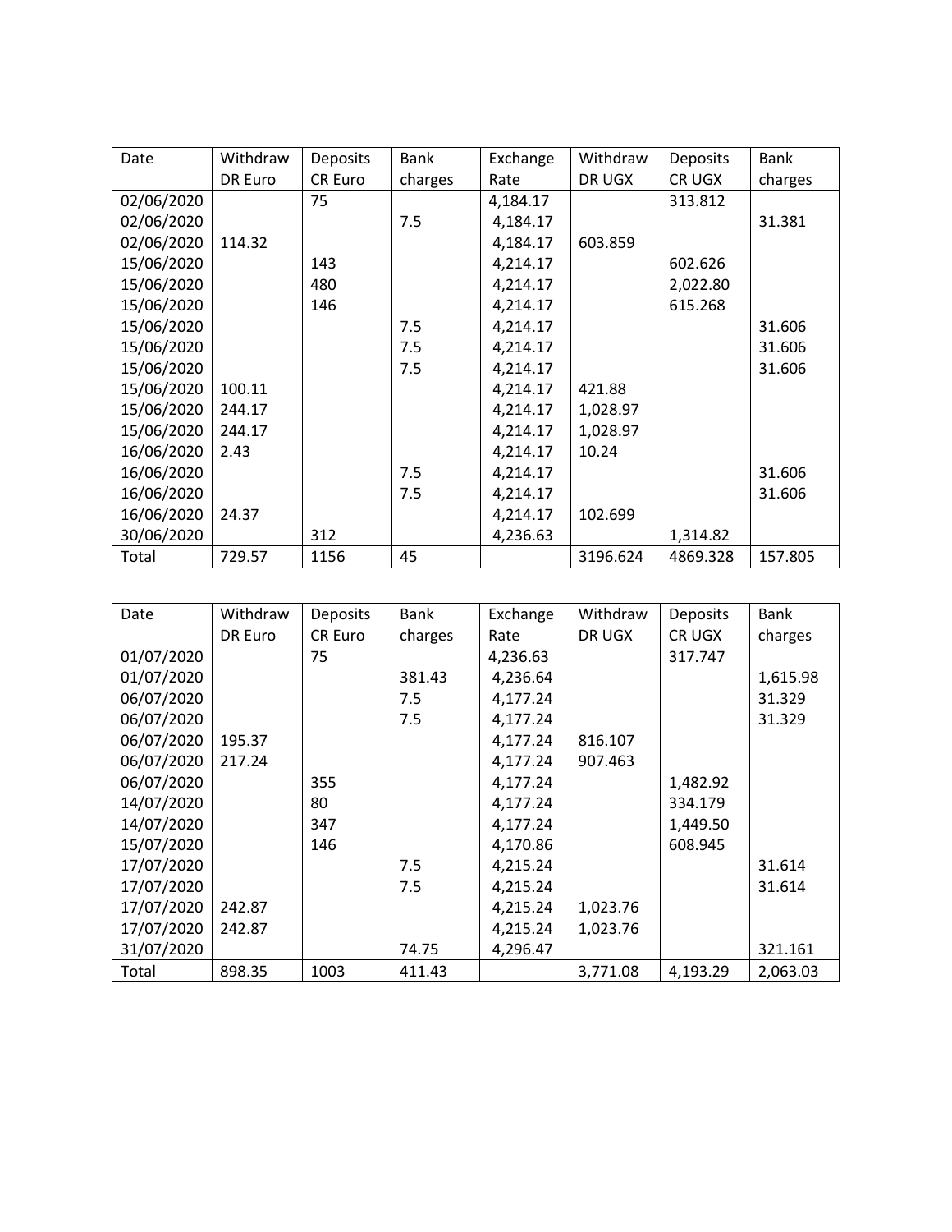| Date | Withdraw DR Euro | Deposits CR Euro | Bank charges | Exchange Rate | Withdraw DR UGX | Deposits CR UGX | Bank charges |
|---|---|---|---|---|---|---|---|
| 02/06/2020 | | 75 | | 4,184.17 | | 313.812 | |
| 02/06/2020 | | | 7.5 | 4,184.17 | | | 31.381 |
| 02/06/2020 | 114.32 | | | 4,184.17 | 603.859 | | |
| 15/06/2020 | | 143 | | 4,214.17 | | 602.626 | |
| 15/06/2020 | | 480 | | 4,214.17 | | 2,022.80 | |
| 15/06/2020 | | 146 | | 4,214.17 | | 615.268 | |
| 15/06/2020 | | | 7.5 | 4,214.17 | | | 31.606 |
| 15/06/2020 | | | 7.5 | 4,214.17 | | | 31.606 |
| 15/06/2020 | | | 7.5 | 4,214.17 | | | 31.606 |
| 15/06/2020 | 100.11 | | | 4,214.17 | 421.88 | | |
| 15/06/2020 | 244.17 | | | 4,214.17 | 1,028.97 | | |
| 15/06/2020 | 244.17 | | | 4,214.17 | 1,028.97 | | |
| 16/06/2020 | 2.43 | | | 4,214.17 | 10.24 | | |
| 16/06/2020 | | | 7.5 | 4,214.17 | | | 31.606 |
| 16/06/2020 | | | 7.5 | 4,214.17 | | | 31.606 |
| 16/06/2020 | 24.37 | | | 4,214.17 | 102.699 | | |
| 30/06/2020 | | 312 | | 4,236.63 | | 1,314.82 | |
| Total | 729.57 | 1156 | 45 | | 3196.624 | 4869.328 | 157.805 |

| Date | Withdraw DR Euro | Deposits CR Euro | Bank charges | Exchange Rate | Withdraw DR UGX | Deposits CR UGX | Bank charges |
|---|---|---|---|---|---|---|---|
| 01/07/2020 | | 75 | | 4,236.63 | | 317.747 | |
| 01/07/2020 | | | 381.43 | 4,236.64 | | | 1,615.98 |
| 06/07/2020 | | | 7.5 | 4,177.24 | | | 31.329 |
| 06/07/2020 | | | 7.5 | 4,177.24 | | | 31.329 |
| 06/07/2020 | 195.37 | | | 4,177.24 | 816.107 | | |
| 06/07/2020 | 217.24 | | | 4,177.24 | 907.463 | | |
| 06/07/2020 | | 355 | | 4,177.24 | | 1,482.92 | |
| 14/07/2020 | | 80 | | 4,177.24 | | 334.179 | |
| 14/07/2020 | | 347 | | 4,177.24 | | 1,449.50 | |
| 15/07/2020 | | 146 | | 4,170.86 | | 608.945 | |
| 17/07/2020 | | | 7.5 | 4,215.24 | | | 31.614 |
| 17/07/2020 | | | 7.5 | 4,215.24 | | | 31.614 |
| 17/07/2020 | 242.87 | | | 4,215.24 | 1,023.76 | | |
| 17/07/2020 | 242.87 | | | 4,215.24 | 1,023.76 | | |
| 31/07/2020 | | | 74.75 | 4,296.47 | | | 321.161 |
| Total | 898.35 | 1003 | 411.43 | | 3,771.08 | 4,193.29 | 2,063.03 |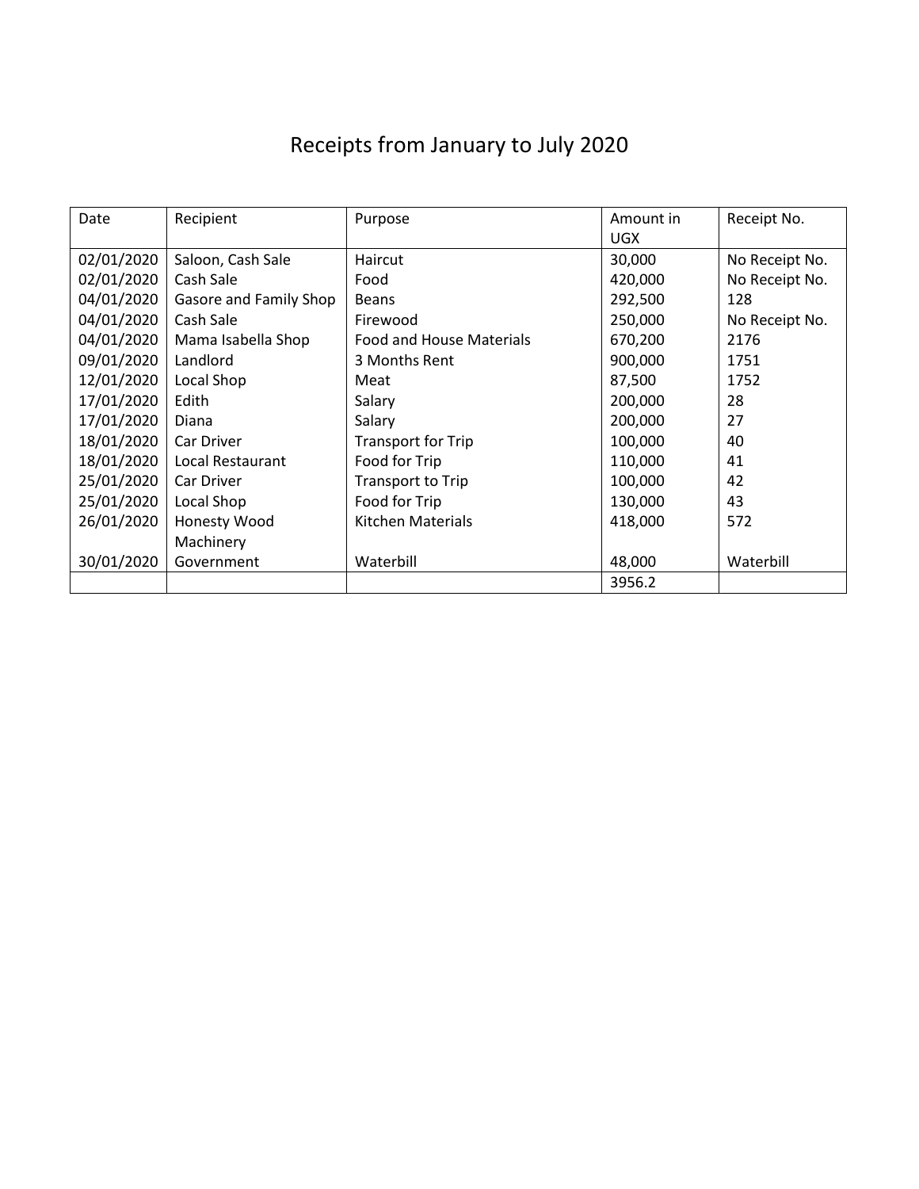# Receipts from January to July 2020

| Date | Recipient | Purpose | Amount in UGX | Receipt No. |
| --- | --- | --- | --- | --- |
| 02/01/2020 | Saloon, Cash Sale | Haircut | 30,000 | No Receipt No. |
| 02/01/2020 | Cash Sale | Food | 420,000 | No Receipt No. |
| 04/01/2020 | Gasore and Family Shop | Beans | 292,500 | 128 |
| 04/01/2020 | Cash Sale | Firewood | 250,000 | No Receipt No. |
| 04/01/2020 | Mama Isabella Shop | Food and House Materials | 670,200 | 2176 |
| 09/01/2020 | Landlord | 3 Months Rent | 900,000 | 1751 |
| 12/01/2020 | Local Shop | Meat | 87,500 | 1752 |
| 17/01/2020 | Edith | Salary | 200,000 | 28 |
| 17/01/2020 | Diana | Salary | 200,000 | 27 |
| 18/01/2020 | Car Driver | Transport for Trip | 100,000 | 40 |
| 18/01/2020 | Local Restaurant | Food for Trip | 110,000 | 41 |
| 25/01/2020 | Car Driver | Transport to Trip | 100,000 | 42 |
| 25/01/2020 | Local Shop | Food for Trip | 130,000 | 43 |
| 26/01/2020 | Honesty Wood Machinery | Kitchen Materials | 418,000 | 572 |
| 30/01/2020 | Government | Waterbill | 48,000 | Waterbill |
| | | | 3956.2 | |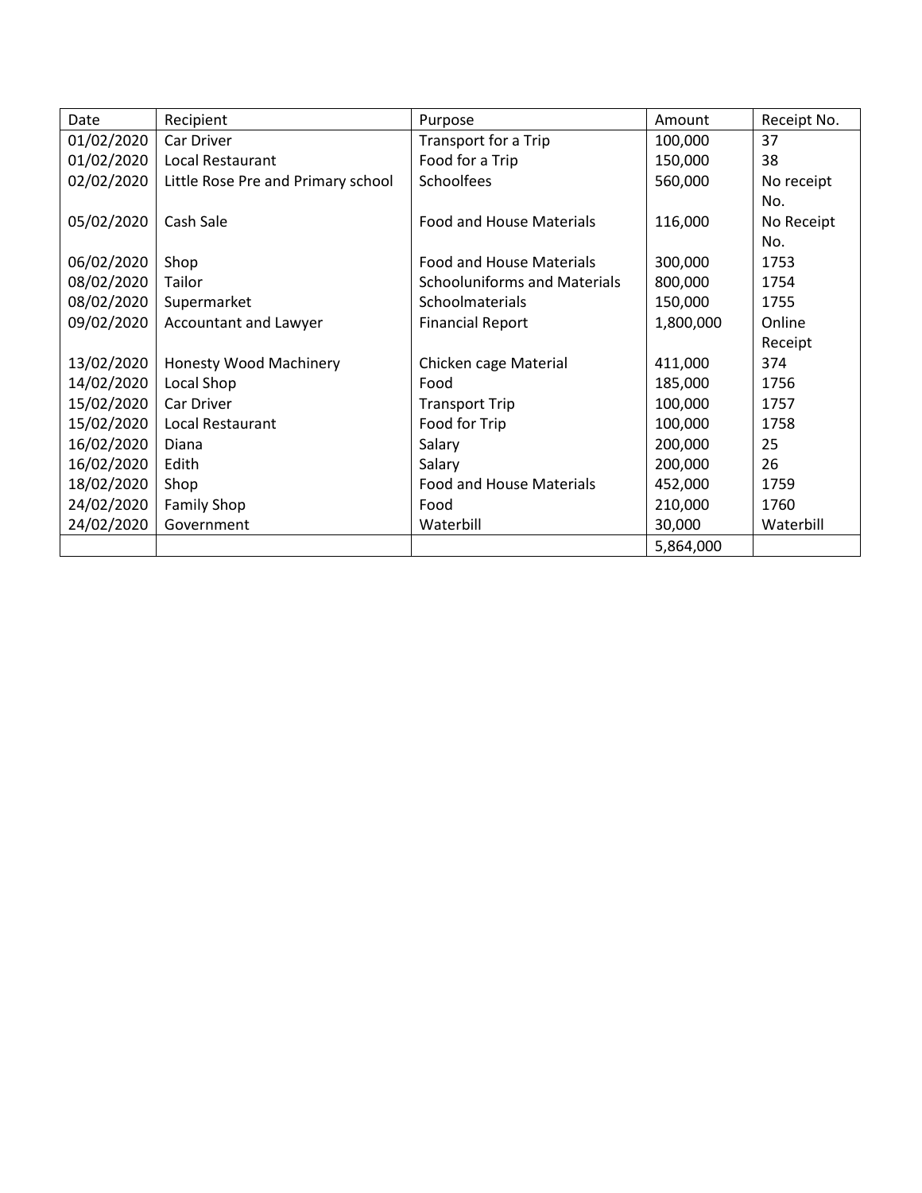| Date | Recipient | Purpose | Amount | Receipt No. |
|---|---|---|---|---|
| 01/02/2020 | Car Driver | Transport for a Trip | 100,000 | 37 |
| 01/02/2020 | Local Restaurant | Food for a Trip | 150,000 | 38 |
| 02/02/2020 | Little Rose Pre and Primary school | Schoolfees | 560,000 | No receipt No. |
| 05/02/2020 | Cash Sale | Food and House Materials | 116,000 | No Receipt No. |
| 06/02/2020 | Shop | Food and House Materials | 300,000 | 1753 |
| 08/02/2020 | Tailor | Schooluniforms and Materials | 800,000 | 1754 |
| 08/02/2020 | Supermarket | Schoolmaterials | 150,000 | 1755 |
| 09/02/2020 | Accountant and Lawyer | Financial Report | 1,800,000 | Online Receipt |
| 13/02/2020 | Honesty Wood Machinery | Chicken cage Material | 411,000 | 374 |
| 14/02/2020 | Local Shop | Food | 185,000 | 1756 |
| 15/02/2020 | Car Driver | Transport Trip | 100,000 | 1757 |
| 15/02/2020 | Local Restaurant | Food for Trip | 100,000 | 1758 |
| 16/02/2020 | Diana | Salary | 200,000 | 25 |
| 16/02/2020 | Edith | Salary | 200,000 | 26 |
| 18/02/2020 | Shop | Food and House Materials | 452,000 | 1759 |
| 24/02/2020 | Family Shop | Food | 210,000 | 1760 |
| 24/02/2020 | Government | Waterbill | 30,000 | Waterbill |
| | | | 5,864,000 | |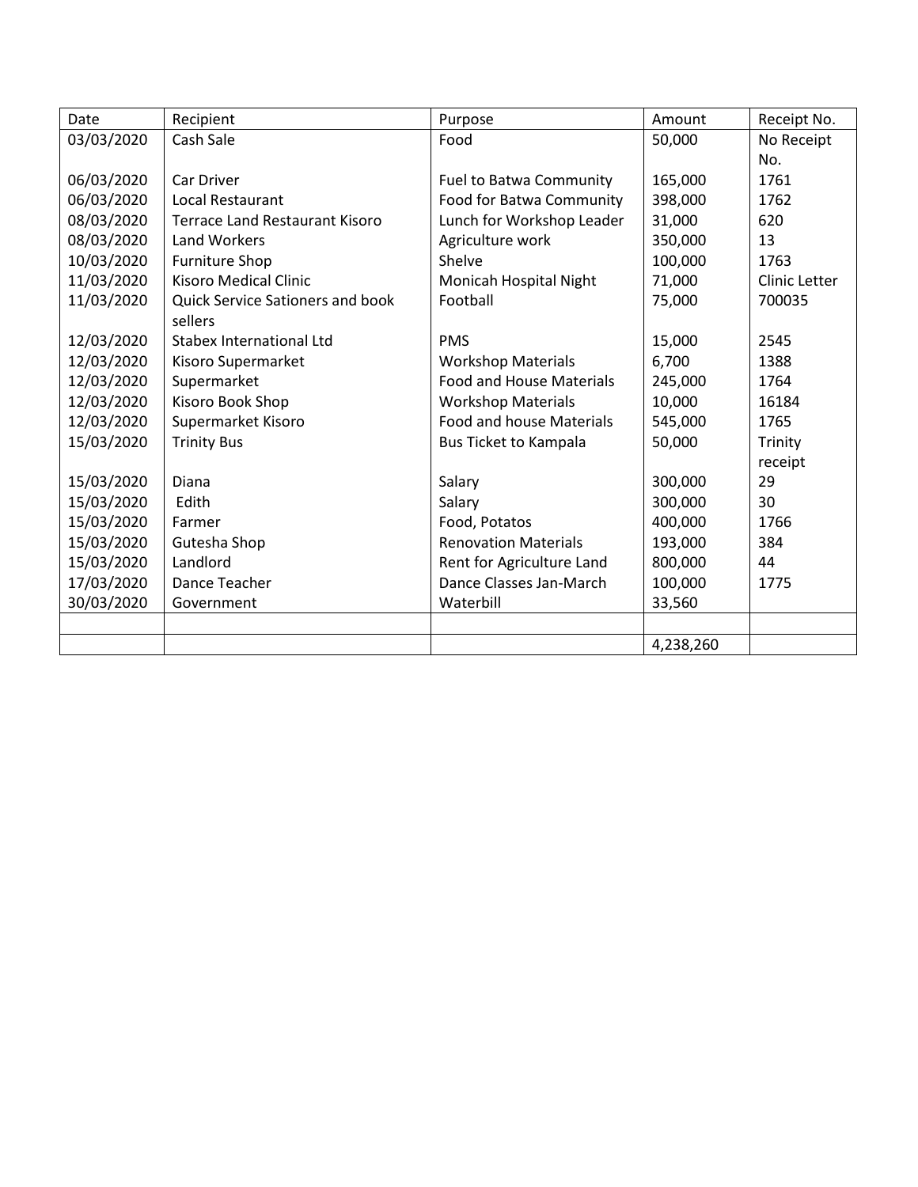| Date | Recipient | Purpose | Amount | Receipt No. |
|---|---|---|---|---|
| 03/03/2020 | Cash Sale | Food | 50,000 | No Receipt No. |
| 06/03/2020 | Car Driver | Fuel to Batwa Community | 165,000 | 1761 |
| 06/03/2020 | Local Restaurant | Food for Batwa Community | 398,000 | 1762 |
| 08/03/2020 | Terrace Land Restaurant Kisoro | Lunch for Workshop Leader | 31,000 | 620 |
| 08/03/2020 | Land Workers | Agriculture work | 350,000 | 13 |
| 10/03/2020 | Furniture Shop | Shelve | 100,000 | 1763 |
| 11/03/2020 | Kisoro Medical Clinic | Monicah Hospital Night | 71,000 | Clinic Letter |
| 11/03/2020 | Quick Service Sationers and book sellers | Football | 75,000 | 700035 |
| 12/03/2020 | Stabex International Ltd | PMS | 15,000 | 2545 |
| 12/03/2020 | Kisoro Supermarket | Workshop Materials | 6,700 | 1388 |
| 12/03/2020 | Supermarket | Food and House Materials | 245,000 | 1764 |
| 12/03/2020 | Kisoro Book Shop | Workshop Materials | 10,000 | 16184 |
| 12/03/2020 | Supermarket Kisoro | Food and house Materials | 545,000 | 1765 |
| 15/03/2020 | Trinity Bus | Bus Ticket to Kampala | 50,000 | Trinity receipt |
| 15/03/2020 | Diana | Salary | 300,000 | 29 |
| 15/03/2020 | Edith | Salary | 300,000 | 30 |
| 15/03/2020 | Farmer | Food, Potatos | 400,000 | 1766 |
| 15/03/2020 | Gutesha Shop | Renovation Materials | 193,000 | 384 |
| 15/03/2020 | Landlord | Rent for Agriculture Land | 800,000 | 44 |
| 17/03/2020 | Dance Teacher | Dance Classes Jan-March | 100,000 | 1775 |
| 30/03/2020 | Government | Waterbill | 33,560 | |
| | | | | |
| | | | 4,238,260 | |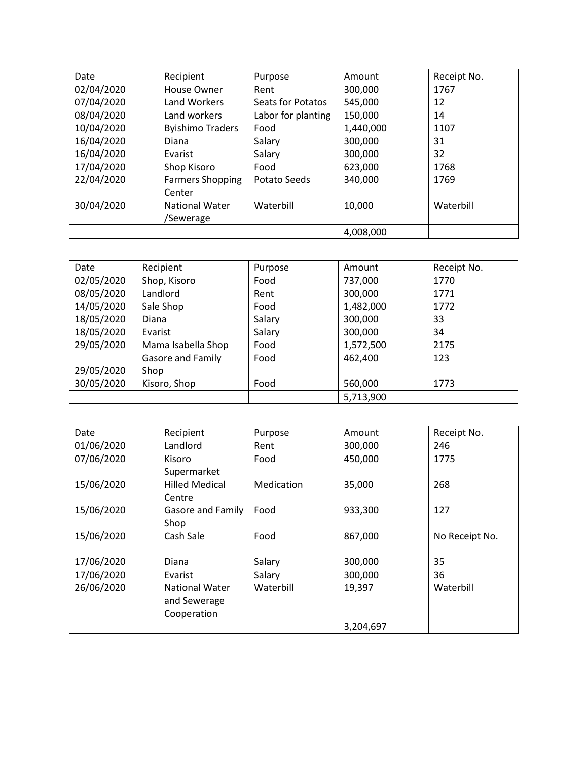| Date | Recipient | Purpose | Amount | Receipt No. |
| --- | --- | --- | --- | --- |
| 02/04/2020 | House Owner | Rent | 300,000 | 1767 |
| 07/04/2020 | Land Workers | Seats for Potatos | 545,000 | 12 |
| 08/04/2020 | Land workers | Labor for planting | 150,000 | 14 |
| 10/04/2020 | Byishimo Traders | Food | 1,440,000 | 1107 |
| 16/04/2020 | Diana | Salary | 300,000 | 31 |
| 16/04/2020 | Evarist | Salary | 300,000 | 32 |
| 17/04/2020 | Shop Kisoro | Food | 623,000 | 1768 |
| 22/04/2020 | Farmers Shopping Center | Potato Seeds | 340,000 | 1769 |
| 30/04/2020 | National Water /Sewerage | Waterbill | 10,000 | Waterbill |
| | | | 4,008,000 | |

| Date | Recipient | Purpose | Amount | Receipt No. |
| --- | --- | --- | --- | --- |
| 02/05/2020 | Shop, Kisoro | Food | 737,000 | 1770 |
| 08/05/2020 | Landlord | Rent | 300,000 | 1771 |
| 14/05/2020 | Sale Shop | Food | 1,482,000 | 1772 |
| 18/05/2020 | Diana | Salary | 300,000 | 33 |
| 18/05/2020 | Evarist | Salary | 300,000 | 34 |
| 29/05/2020 | Mama Isabella Shop | Food | 1,572,500 | 2175 |
| 29/05/2020 | Gasore and Family Shop | Food | 462,400 | 123 |
| 30/05/2020 | Kisoro, Shop | Food | 560,000 | 1773 |
| | | | 5,713,900 | |

| Date | Recipient | Purpose | Amount | Receipt No. |
| --- | --- | --- | --- | --- |
| 01/06/2020 | Landlord | Rent | 300,000 | 246 |
| 07/06/2020 | Kisoro Supermarket | Food | 450,000 | 1775 |
| 15/06/2020 | Hilled Medical Centre | Medication | 35,000 | 268 |
| 15/06/2020 | Gasore and Family Shop | Food | 933,300 | 127 |
| 15/06/2020 | Cash Sale | Food | 867,000 | No Receipt No. |
| 17/06/2020 | Diana | Salary | 300,000 | 35 |
| 17/06/2020 | Evarist | Salary | 300,000 | 36 |
| 26/06/2020 | National Water and Sewerage Cooperation | Waterbill | 19,397 | Waterbill |
| | | | 3,204,697 | |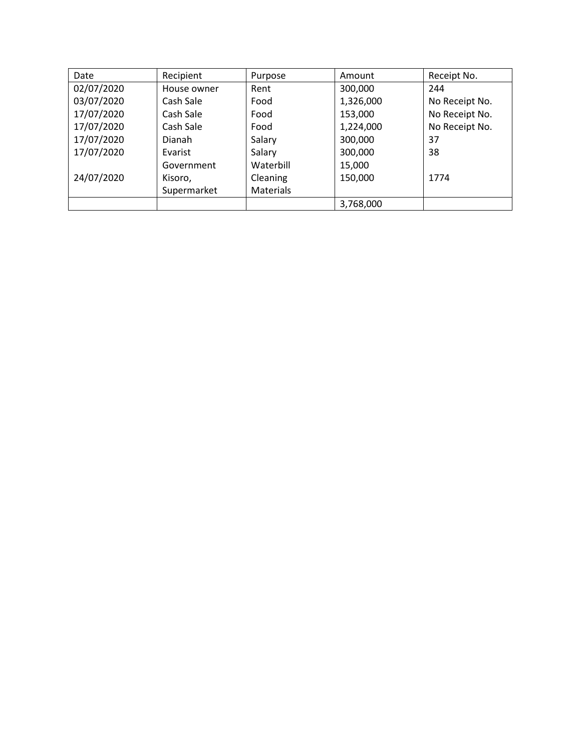| Date | Recipient | Purpose | Amount | Receipt No. |
|---|---|---|---|---|
| 02/07/2020 | House owner | Rent | 300,000 | 244 |
| 03/07/2020 | Cash Sale | Food | 1,326,000 | No Receipt No. |
| 17/07/2020 | Cash Sale | Food | 153,000 | No Receipt No. |
| 17/07/2020 | Cash Sale | Food | 1,224,000 | No Receipt No. |
| 17/07/2020 | Dianah | Salary | 300,000 | 37 |
| 17/07/2020 | Evarist | Salary | 300,000 | 38 |
| | Government | Waterbill | 15,000 | |
| 24/07/2020 | Kisoro, Supermarket | Cleaning Materials | 150,000 | 1774 |
| | | | 3,768,000 | |